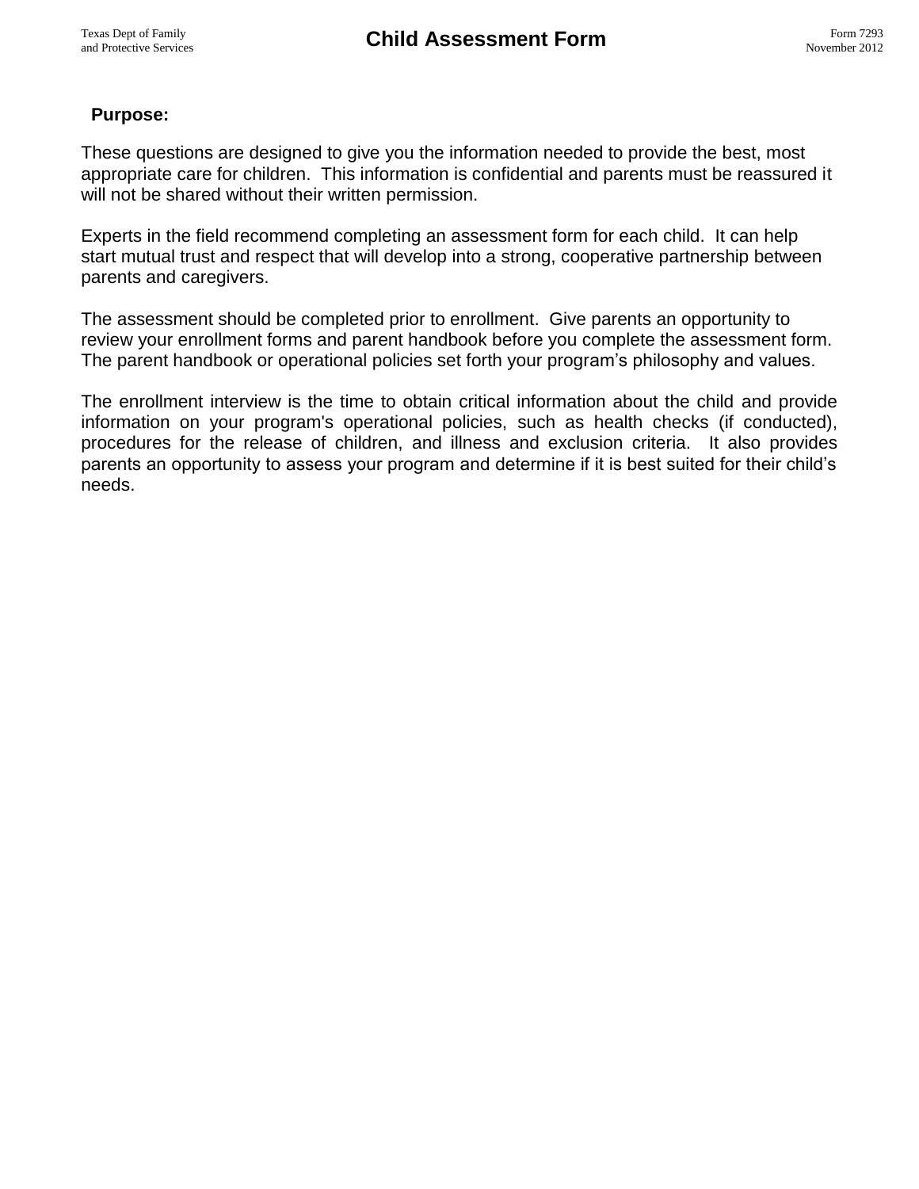Texas Dept of Family and Protective Services

# Child Assessment Form

Form 7293
November 2012

**Purpose:**

These questions are designed to give you the information needed to provide the best, most appropriate care for children. This information is confidential and parents must be reassured it will not be shared without their written permission.

Experts in the field recommend completing an assessment form for each child. It can help start mutual trust and respect that will develop into a strong, cooperative partnership between parents and caregivers.

The assessment should be completed prior to enrollment. Give parents an opportunity to review your enrollment forms and parent handbook before you complete the assessment form. The parent handbook or operational policies set forth your program's philosophy and values.

The enrollment interview is the time to obtain critical information about the child and provide information on your program's operational policies, such as health checks (if conducted), procedures for the release of children, and illness and exclusion criteria. It also provides parents an opportunity to assess your program and determine if it is best suited for their child's needs.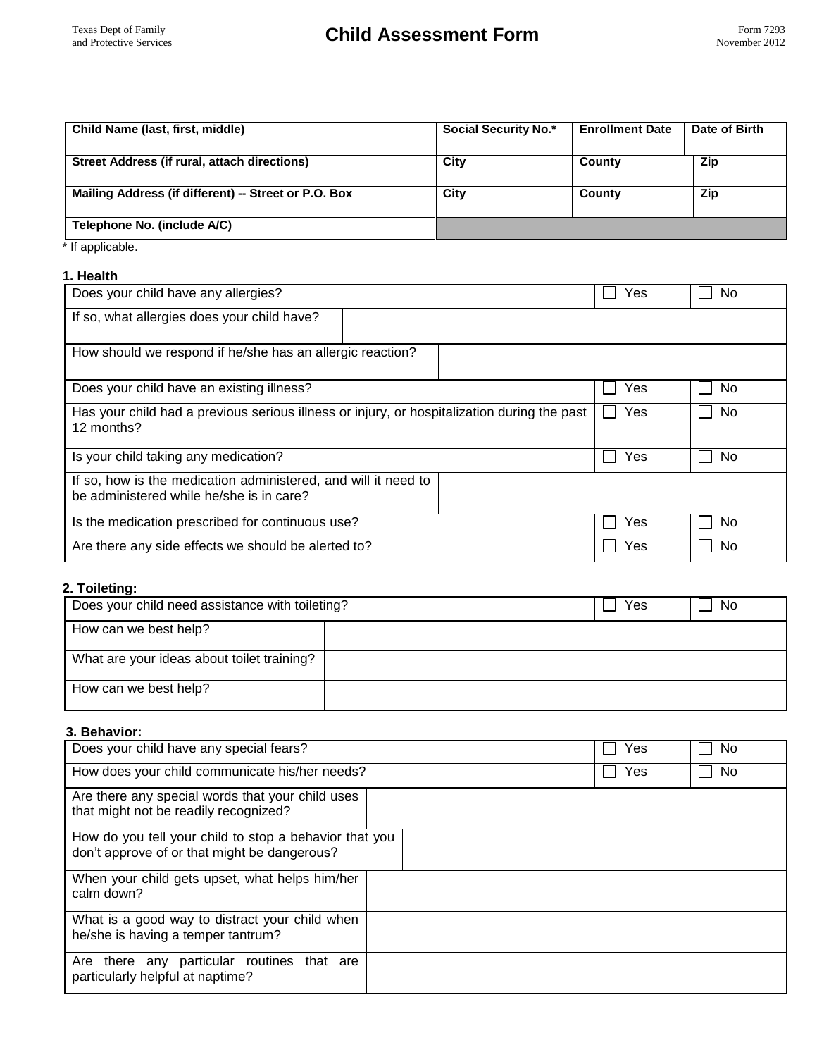Texas Dept of Family and Protective Services

# Child Assessment Form

Form 7293 November 2012

| Child Name (last, first, middle) | | Social Security No.* | Enrollment Date | Date of Birth |
|---|---|---|---|---|
| **Street Address (if rural, attach directions)** | | **City** | **County** | **Zip** |
| **Mailing Address (if different) -- Street or P.O. Box** | | **City** | **County** | **Zip** |
| **Telephone No. (include A/C)** | | | | |

\* If applicable.

### 1. Health

| Question | Yes | No |
|---|---|---|
| Does your child have any allergies? | ☐ Yes | ☐ No |
| If so, what allergies does your child have? | | |
| How should we respond if he/she has an allergic reaction? | | |
| Does your child have an existing illness? | ☐ Yes | ☐ No |
| Has your child had a previous serious illness or injury, or hospitalization during the past 12 months? | ☐ Yes | ☐ No |
| Is your child taking any medication? | ☐ Yes | ☐ No |
| If so, how is the medication administered, and will it need to be administered while he/she is in care? | | |
| Is the medication prescribed for continuous use? | ☐ Yes | ☐ No |
| Are there any side effects we should be alerted to? | ☐ Yes | ☐ No |

### 2. Toileting:

| Question | Yes | No |
|---|---|---|
| Does your child need assistance with toileting? | ☐ Yes | ☐ No |
| How can we best help? | | |
| What are your ideas about toilet training? | | |
| How can we best help? | | |

### 3. Behavior:

| Question | Yes | No |
|---|---|---|
| Does your child have any special fears? | ☐ Yes | ☐ No |
| How does your child communicate his/her needs? | ☐ Yes | ☐ No |
| Are there any special words that your child uses that might not be readily recognized? | | |
| How do you tell your child to stop a behavior that you don't approve of or that might be dangerous? | | |
| When your child gets upset, what helps him/her calm down? | | |
| What is a good way to distract your child when he/she is having a temper tantrum? | | |
| Are there any particular routines that are particularly helpful at naptime? | | |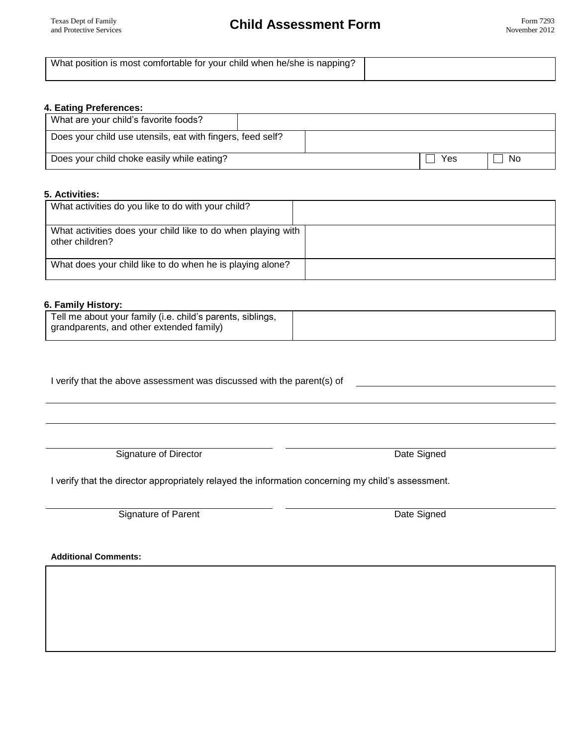| | |
|---|---|
| What position is most comfortable for your child when he/she is napping? | |

**4. Eating Preferences:**

| | | |
|---|---|---|
| What are your child's favorite foods? | | |
| Does your child use utensils, eat with fingers, feed self? | | |
| Does your child choke easily while eating? | ☐ Yes | ☐ No |

**5. Activities:**

| | |
|---|---|
| What activities do you like to do with your child? | |
| What activities does your child like to do when playing with other children? | |
| What does your child like to do when he is playing alone? | |

**6. Family History:**

| | |
|---|---|
| Tell me about your family (i.e. child's parents, siblings, grandparents, and other extended family) | |

I verify that the above assessment was discussed with the parent(s) of \_\_\_\_\_\_\_\_\_\_\_\_\_\_\_\_\_\_\_\_

\_\_\_\_\_\_\_\_\_\_\_\_\_\_\_\_\_\_\_\_\_\_\_\_\_\_\_\_\_\_\_\_\_\_\_\_\_\_\_\_

\_\_\_\_\_\_\_\_\_\_\_\_\_\_\_\_\_\_\_\_\_\_\_\_\_\_\_\_\_\_\_\_\_\_\_\_\_\_\_\_

Signature of Director | Date Signed

I verify that the director appropriately relayed the information concerning my child's assessment.

Signature of Parent | Date Signed

**Additional Comments:**